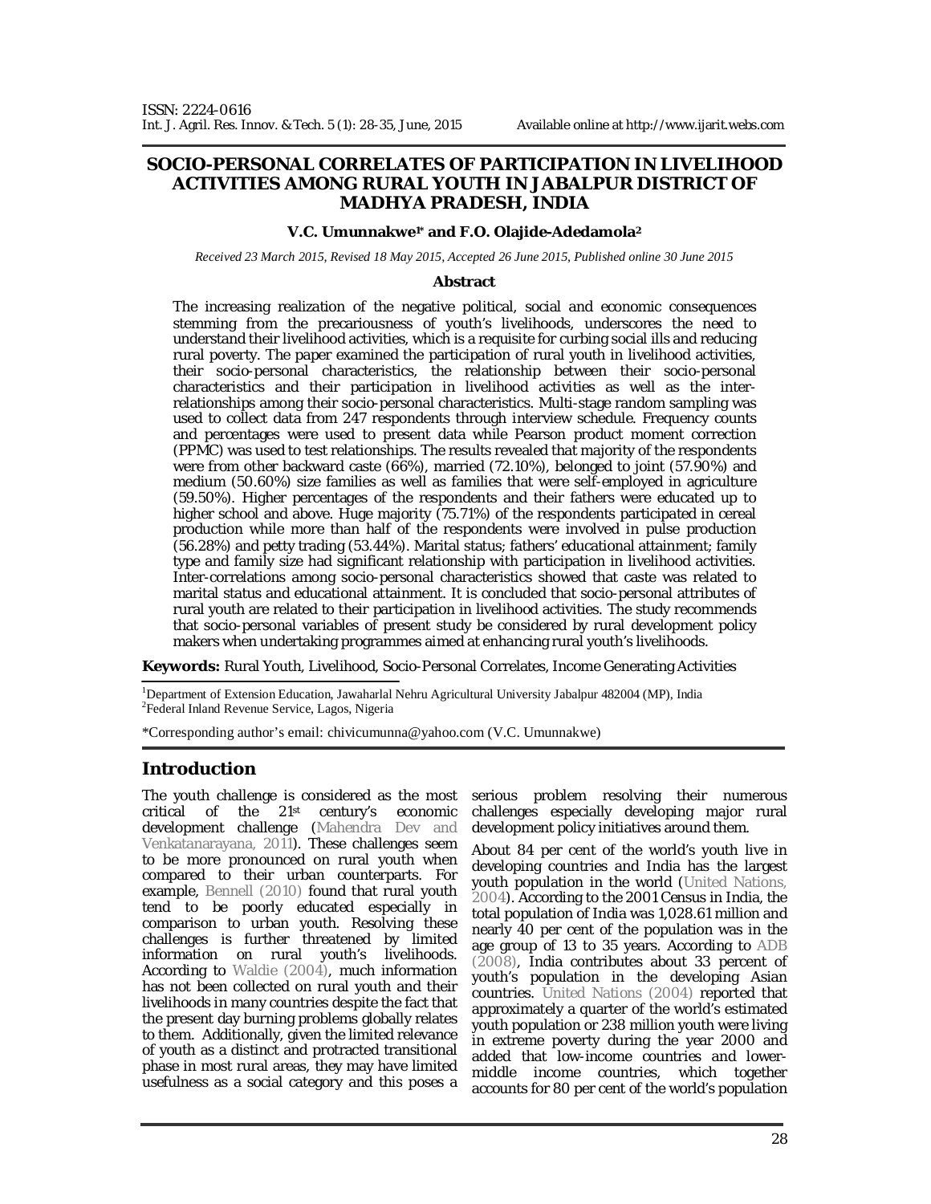# SOCIO-PERSONAL CORRELATES OF PARTICIPATION IN LIVELIHOOD ACTIVITIES AMONG RURAL YOUTH IN JABALPUR DISTRICT OF MADHYA PRADESH, INDIA

**V.C. Umunnakwe[1*] and F.O. Olajide-Adedamola[2]**

*Received 23 March 2015, Revised 18 May 2015, Accepted 26 June 2015, Published online 30 June 2015*

## Abstract

The increasing realization of the negative political, social and economic consequences stemming from the precariousness of youth's livelihoods, underscores the need to understand their livelihood activities, which is a requisite for curbing social ills and reducing rural poverty. The paper examined the participation of rural youth in livelihood activities, their socio-personal characteristics, the relationship between their socio-personal characteristics and their participation in livelihood activities as well as the inter-relationships among their socio-personal characteristics. Multi-stage random sampling was used to collect data from 247 respondents through interview schedule. Frequency counts and percentages were used to present data while Pearson product moment correction (PPMC) was used to test relationships. The results revealed that majority of the respondents were from other backward caste (66%), married (72.10%), belonged to joint (57.90%) and medium (50.60%) size families as well as families that were self-employed in agriculture (59.50%). Higher percentages of the respondents and their fathers were educated up to higher school and above. Huge majority (75.71%) of the respondents participated in cereal production while more than half of the respondents were involved in pulse production (56.28%) and petty trading (53.44%). Marital status; fathers' educational attainment; family type and family size had significant relationship with participation in livelihood activities. Inter-correlations among socio-personal characteristics showed that caste was related to marital status and educational attainment. It is concluded that socio-personal attributes of rural youth are related to their participation in livelihood activities. The study recommends that socio-personal variables of present study be considered by rural development policy makers when undertaking programmes aimed at enhancing rural youth's livelihoods.

**Keywords:** Rural Youth, Livelihood, Socio-Personal Correlates, Income Generating Activities

[1]Department of Extension Education, Jawaharlal Nehru Agricultural University Jabalpur 482004 (MP), India
[2]Federal Inland Revenue Service, Lagos, Nigeria

*Corresponding author's email: chivicumunna@yahoo.com (V.C. Umunnakwe)

## Introduction

The youth challenge is considered as the most critical of the 21st century's economic development challenge (Mahendra Dev and Venkatanarayana, 2011). These challenges seem to be more pronounced on rural youth when compared to their urban counterparts. For example, Bennell (2010) found that rural youth tend to be poorly educated especially in comparison to urban youth. Resolving these challenges is further threatened by limited information on rural youth's livelihoods. According to Waldie (2004), much information has not been collected on rural youth and their livelihoods in many countries despite the fact that the present day burning problems globally relates to them. Additionally, given the limited relevance of youth as a distinct and protracted transitional phase in most rural areas, they may have limited usefulness as a social category and this poses a serious problem resolving their numerous challenges especially developing major rural development policy initiatives around them.

About 84 per cent of the world's youth live in developing countries and India has the largest youth population in the world (United Nations, 2004). According to the 2001 Census in India, the total population of India was 1,028.61 million and nearly 40 per cent of the population was in the age group of 13 to 35 years. According to ADB (2008), India contributes about 33 percent of youth's population in the developing Asian countries. United Nations (2004) reported that approximately a quarter of the world's estimated youth population or 238 million youth were living in extreme poverty during the year 2000 and added that low-income countries and lower-middle income countries, which together accounts for 80 per cent of the world's population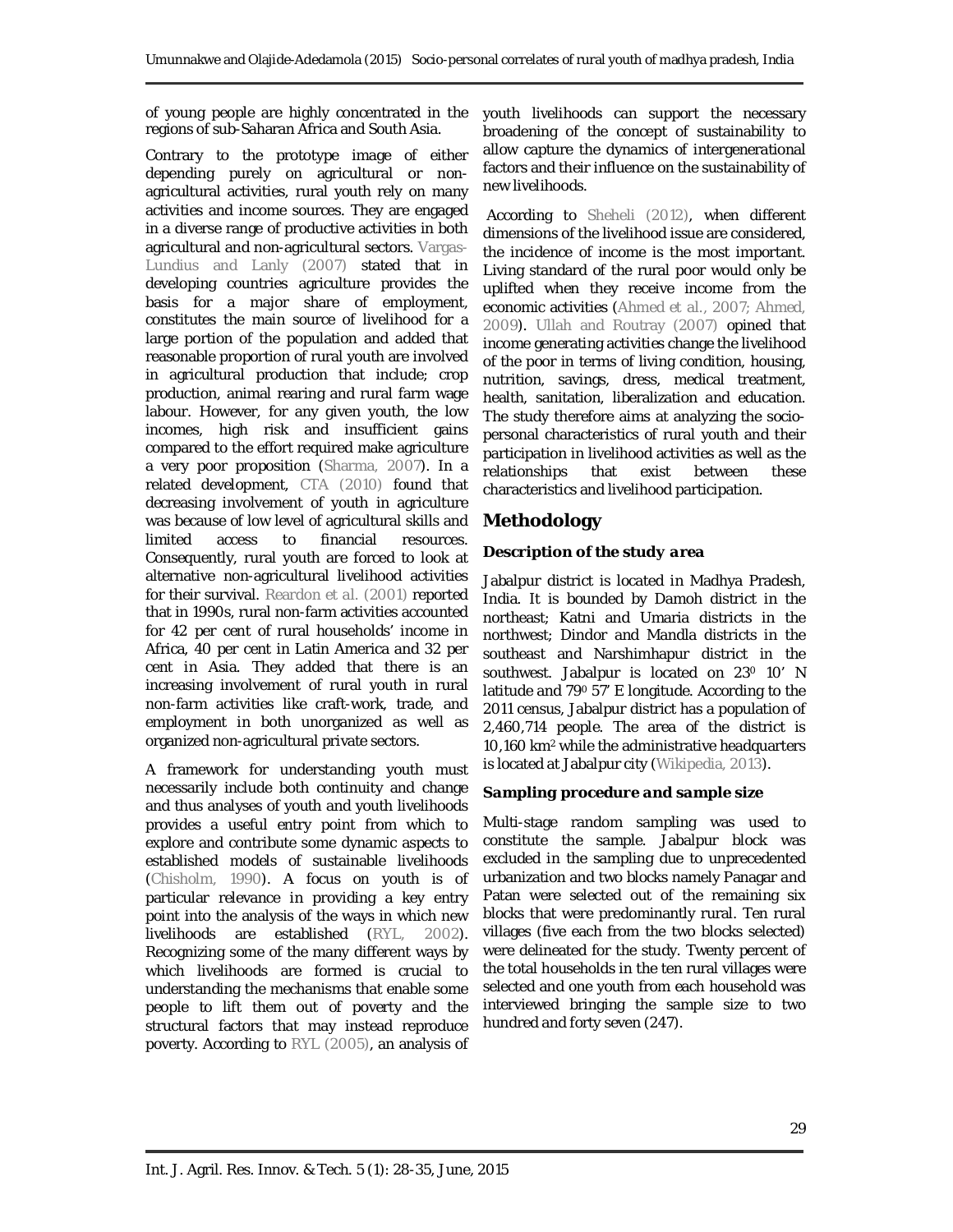of young people are highly concentrated in the regions of sub-Saharan Africa and South Asia.

Contrary to the prototype image of either depending purely on agricultural or non-agricultural activities, rural youth rely on many activities and income sources. They are engaged in a diverse range of productive activities in both agricultural and non-agricultural sectors. Vargas-Lundius and Lanly (2007) stated that in developing countries agriculture provides the basis for a major share of employment, constitutes the main source of livelihood for a large portion of the population and added that reasonable proportion of rural youth are involved in agricultural production that include; crop production, animal rearing and rural farm wage labour. However, for any given youth, the low incomes, high risk and insufficient gains compared to the effort required make agriculture a very poor proposition (Sharma, 2007). In a related development, CTA (2010) found that decreasing involvement of youth in agriculture was because of low level of agricultural skills and limited access to financial resources. Consequently, rural youth are forced to look at alternative non-agricultural livelihood activities for their survival. Reardon et al. (2001) reported that in 1990s, rural non-farm activities accounted for 42 per cent of rural households' income in Africa, 40 per cent in Latin America and 32 per cent in Asia. They added that there is an increasing involvement of rural youth in rural non-farm activities like craft-work, trade, and employment in both unorganized as well as organized non-agricultural private sectors.

A framework for understanding youth must necessarily include both continuity and change and thus analyses of youth and youth livelihoods provides a useful entry point from which to explore and contribute some dynamic aspects to established models of sustainable livelihoods (Chisholm, 1990). A focus on youth is of particular relevance in providing a key entry point into the analysis of the ways in which new livelihoods are established (RYL, 2002). Recognizing some of the many different ways by which livelihoods are formed is crucial to understanding the mechanisms that enable some people to lift them out of poverty and the structural factors that may instead reproduce poverty. According to RYL (2005), an analysis of youth livelihoods can support the necessary broadening of the concept of sustainability to allow capture the dynamics of intergenerational factors and their influence on the sustainability of new livelihoods.

According to Sheheli (2012), when different dimensions of the livelihood issue are considered, the incidence of income is the most important. Living standard of the rural poor would only be uplifted when they receive income from the economic activities (Ahmed et al., 2007; Ahmed, 2009). Ullah and Routray (2007) opined that income generating activities change the livelihood of the poor in terms of living condition, housing, nutrition, savings, dress, medical treatment, health, sanitation, liberalization and education. The study therefore aims at analyzing the socio-personal characteristics of rural youth and their participation in livelihood activities as well as the relationships that exist between these characteristics and livelihood participation.

## Methodology

### Description of the study area

Jabalpur district is located in Madhya Pradesh, India. It is bounded by Damoh district in the northeast; Katni and Umaria districts in the northwest; Dindor and Mandla districts in the southeast and Narshimhapur district in the southwest. Jabalpur is located on $23^0$ 10' N latitude and $79^0$ 57' E longitude. According to the 2011 census, Jabalpur district has a population of 2,460,714 people. The area of the district is 10,160 $km^2$ while the administrative headquarters is located at Jabalpur city (Wikipedia, 2013).

### Sampling procedure and sample size

Multi-stage random sampling was used to constitute the sample. Jabalpur block was excluded in the sampling due to unprecedented urbanization and two blocks namely Panagar and Patan were selected out of the remaining six blocks that were predominantly rural. Ten rural villages (five each from the two blocks selected) were delineated for the study. Twenty percent of the total households in the ten rural villages were selected and one youth from each household was interviewed bringing the sample size to two hundred and forty seven (247).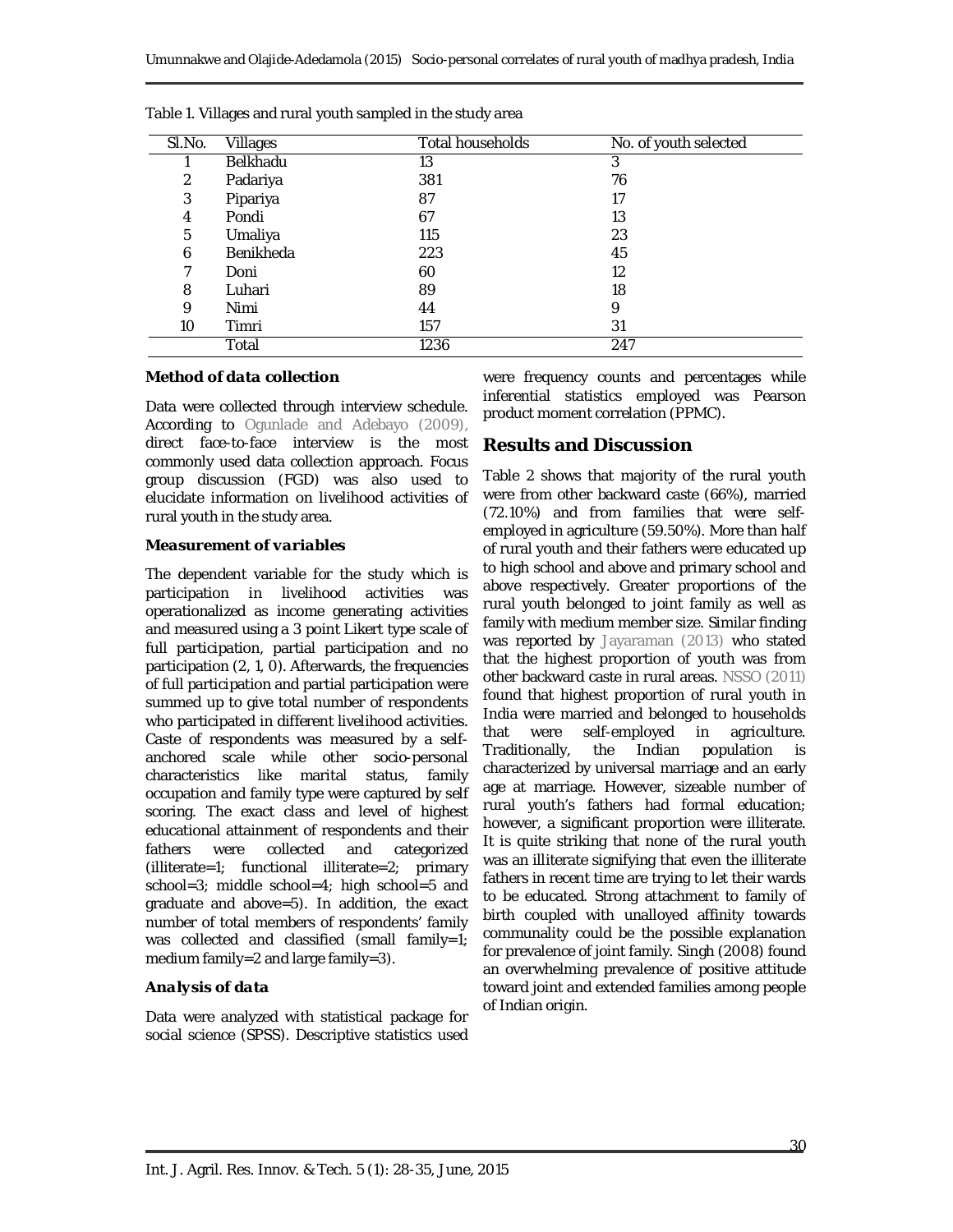Table 1. Villages and rural youth sampled in the study area

| Sl.No. | Villages | Total households | No. of youth selected |
|---|---|---|---|
| 1 | Belkhadu | 13 | 3 |
| 2 | Padariya | 381 | 76 |
| 3 | Pipariya | 87 | 17 |
| 4 | Pondi | 67 | 13 |
| 5 | Umaliya | 115 | 23 |
| 6 | Benikheda | 223 | 45 |
| 7 | Doni | 60 | 12 |
| 8 | Luhari | 89 | 18 |
| 9 | Nimi | 44 | 9 |
| 10 | Timri | 157 | 31 |
| | Total | 1236 | 247 |

### *Method of data collection*

Data were collected through interview schedule. According to Ogunlade and Adebayo (2009), direct face-to-face interview is the most commonly used data collection approach. Focus group discussion (FGD) was also used to elucidate information on livelihood activities of rural youth in the study area.

### *Measurement of variables*

The dependent variable for the study which is participation in livelihood activities was operationalized as income generating activities and measured using a 3 point Likert type scale of full participation, partial participation and no participation (2, 1, 0). Afterwards, the frequencies of full participation and partial participation were summed up to give total number of respondents who participated in different livelihood activities. Caste of respondents was measured by a self-anchored scale while other socio-personal characteristics like marital status, family occupation and family type were captured by self scoring. The exact class and level of highest educational attainment of respondents and their fathers were collected and categorized (illiterate=1; functional illiterate=2; primary school=3; middle school=4; high school=5 and graduate and above=5). In addition, the exact number of total members of respondents' family was collected and classified (small family=1; medium family=2 and large family=3).

### *Analysis of data*

Data were analyzed with statistical package for social science (SPSS). Descriptive statistics used were frequency counts and percentages while inferential statistics employed was Pearson product moment correlation (PPMC).

## Results and Discussion

Table 2 shows that majority of the rural youth were from other backward caste (66%), married (72.10%) and from families that were self-employed in agriculture (59.50%). More than half of rural youth and their fathers were educated up to high school and above and primary school and above respectively. Greater proportions of the rural youth belonged to joint family as well as family with medium member size. Similar finding was reported by Jayaraman (2013) who stated that the highest proportion of youth was from other backward caste in rural areas. NSSO (2011) found that highest proportion of rural youth in India were married and belonged to households that were self-employed in agriculture. Traditionally, the Indian population is characterized by universal marriage and an early age at marriage. However, sizeable number of rural youth's fathers had formal education; however, a significant proportion were illiterate. It is quite striking that none of the rural youth was an illiterate signifying that even the illiterate fathers in recent time are trying to let their wards to be educated. Strong attachment to family of birth coupled with unalloyed affinity towards communality could be the possible explanation for prevalence of joint family. Singh (2008) found an overwhelming prevalence of positive attitude toward joint and extended families among people of Indian origin.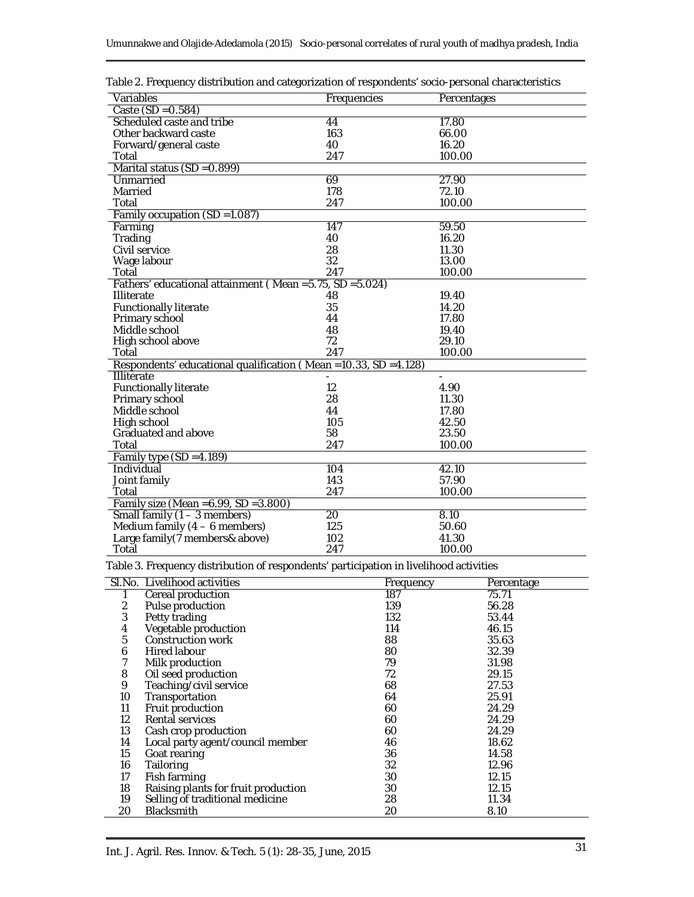Table 2. Frequency distribution and categorization of respondents' socio-personal characteristics

| Variables | Frequencies | Percentages |
|---|---|---|
| Caste (SD =0.584) | | |
| Scheduled caste and tribe | 44 | 17.80 |
| Other backward caste | 163 | 66.00 |
| Forward/general caste | 40 | 16.20 |
| Total | 247 | 100.00 |
| Marital status (SD =0.899) | | |
| Unmarried | 69 | 27.90 |
| Married | 178 | 72.10 |
| Total | 247 | 100.00 |
| Family occupation (SD =1.087) | | |
| Farming | 147 | 59.50 |
| Trading | 40 | 16.20 |
| Civil service | 28 | 11.30 |
| Wage labour | 32 | 13.00 |
| Total | 247 | 100.00 |
| Fathers' educational attainment ( Mean =5.75, SD =5.024) | | |
| Illiterate | 48 | 19.40 |
| Functionally literate | 35 | 14.20 |
| Primary school | 44 | 17.80 |
| Middle school | 48 | 19.40 |
| High school above | 72 | 29.10 |
| Total | 247 | 100.00 |
| Respondents' educational qualification ( Mean =10.33, SD =4.128) | | |
| Illiterate | - | - |
| Functionally literate | 12 | 4.90 |
| Primary school | 28 | 11.30 |
| Middle school | 44 | 17.80 |
| High school | 105 | 42.50 |
| Graduated and above | 58 | 23.50 |
| Total | 247 | 100.00 |
| Family type (SD =4.189) | | |
| Individual | 104 | 42.10 |
| Joint family | 143 | 57.90 |
| Total | 247 | 100.00 |
| Family size (Mean =6.99, SD =3.800) | | |
| Small family (1 – 3 members) | 20 | 8.10 |
| Medium family (4 – 6 members) | 125 | 50.60 |
| Large family(7 members& above) | 102 | 41.30 |
| Total | 247 | 100.00 |

Table 3. Frequency distribution of respondents' participation in livelihood activities

| Sl.No. | Livelihood activities | Frequency | Percentage |
|---|---|---|---|
| 1 | Cereal production | 187 | 75.71 |
| 2 | Pulse production | 139 | 56.28 |
| 3 | Petty trading | 132 | 53.44 |
| 4 | Vegetable production | 114 | 46.15 |
| 5 | Construction work | 88 | 35.63 |
| 6 | Hired labour | 80 | 32.39 |
| 7 | Milk production | 79 | 31.98 |
| 8 | Oil seed production | 72 | 29.15 |
| 9 | Teaching/civil service | 68 | 27.53 |
| 10 | Transportation | 64 | 25.91 |
| 11 | Fruit production | 60 | 24.29 |
| 12 | Rental services | 60 | 24.29 |
| 13 | Cash crop production | 60 | 24.29 |
| 14 | Local party agent/council member | 46 | 18.62 |
| 15 | Goat rearing | 36 | 14.58 |
| 16 | Tailoring | 32 | 12.96 |
| 17 | Fish farming | 30 | 12.15 |
| 18 | Raising plants for fruit production | 30 | 12.15 |
| 19 | Selling of traditional medicine | 28 | 11.34 |
| 20 | Blacksmith | 20 | 8.10 |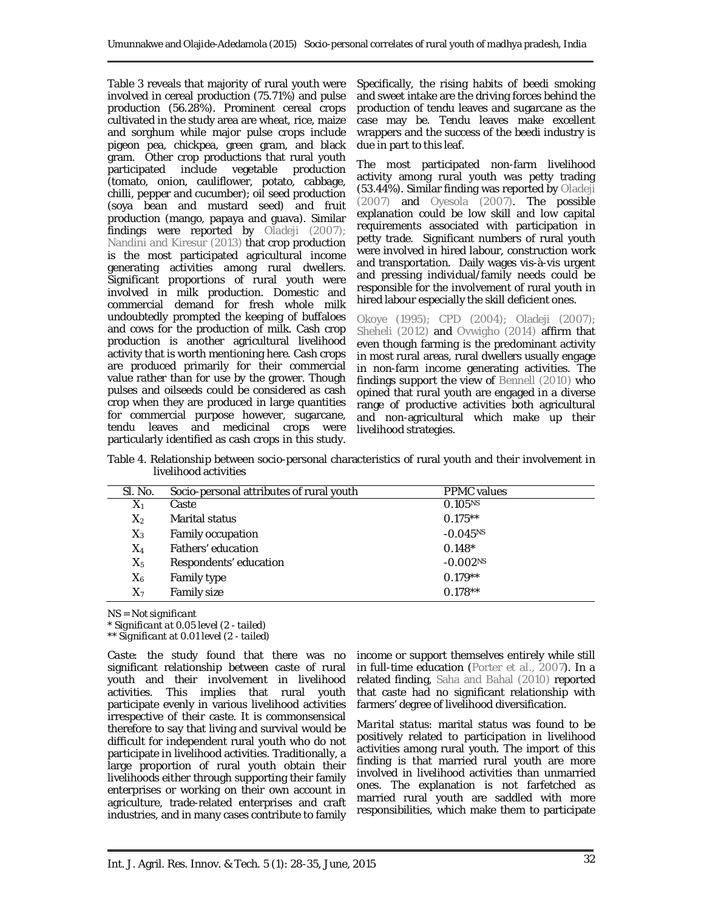Table 3 reveals that majority of rural youth were involved in cereal production (75.71%) and pulse production (56.28%). Prominent cereal crops cultivated in the study area are wheat, rice, maize and sorghum while major pulse crops include pigeon pea, chickpea, green gram, and black gram. Other crop productions that rural youth participated include vegetable production (tomato, onion, cauliflower, potato, cabbage, chilli, pepper and cucumber); oil seed production (soya bean and mustard seed) and fruit production (mango, papaya and guava). Similar findings were reported by Oladeji (2007); Nandini and Kiresur (2013) that crop production is the most participated agricultural income generating activities among rural dwellers. Significant proportions of rural youth were involved in milk production. Domestic and commercial demand for fresh whole milk undoubtedly prompted the keeping of buffaloes and cows for the production of milk. Cash crop production is another agricultural livelihood activity that is worth mentioning here. Cash crops are produced primarily for their commercial value rather than for use by the grower. Though pulses and oilseeds could be considered as cash crop when they are produced in large quantities for commercial purpose however, sugarcane, tendu leaves and medicinal crops were particularly identified as cash crops in this study. Specifically, the rising habits of beedi smoking and sweet intake are the driving forces behind the production of tendu leaves and sugarcane as the case may be. Tendu leaves make excellent wrappers and the success of the beedi industry is due in part to this leaf.

The most participated non-farm livelihood activity among rural youth was petty trading (53.44%). Similar finding was reported by Oladeji (2007) and Oyesola (2007). The possible explanation could be low skill and low capital requirements associated with participation in petty trade. Significant numbers of rural youth were involved in hired labour, construction work and transportation. Daily wages vis-à-vis urgent and pressing individual/family needs could be responsible for the involvement of rural youth in hired labour especially the skill deficient ones.

Okoye (1995); CPD (2004); Oladeji (2007); Sheheli (2012) and Ovwigho (2014) affirm that even though farming is the predominant activity in most rural areas, rural dwellers usually engage in non-farm income generating activities. The findings support the view of Bennell (2010) who opined that rural youth are engaged in a diverse range of productive activities both agricultural and non-agricultural which make up their livelihood strategies.

Table 4. Relationship between socio-personal characteristics of rural youth and their involvement in livelihood activities

| Sl. No. | Socio-personal attributes of rural youth | PPMC values |
|---|---|---|
| $X_1$ | Caste | $0.105^{NS}$ |
| $X_2$ | Marital status | 0.175** |
| $X_3$ | Family occupation | $-0.045^{NS}$ |
| $X_4$ | Fathers' education | 0.148* |
| $X_5$ | Respondents' education | $-0.002^{NS}$ |
| $X_6$ | Family type | 0.179** |
| $X_7$ | Family size | 0.178** |

*NS = Not significant*
*\* Significant at 0.05 level (2 - tailed)*
*\*\* Significant at 0.01 level (2 - tailed)*

*Caste*: the study found that there was no significant relationship between caste of rural youth and their involvement in livelihood activities. This implies that rural youth participate evenly in various livelihood activities irrespective of their caste. It is commonsensical therefore to say that living and survival would be difficult for independent rural youth who do not participate in livelihood activities. Traditionally, a large proportion of rural youth obtain their livelihoods either through supporting their family enterprises or working on their own account in agriculture, trade-related enterprises and craft industries, and in many cases contribute to family income or support themselves entirely while still in full-time education (Porter et al., 2007). In a related finding, Saha and Bahal (2010) reported that caste had no significant relationship with farmers' degree of livelihood diversification.

*Marital status*: marital status was found to be positively related to participation in livelihood activities among rural youth. The import of this finding is that married rural youth are more involved in livelihood activities than unmarried ones. The explanation is not farfetched as married rural youth are saddled with more responsibilities, which make them to participate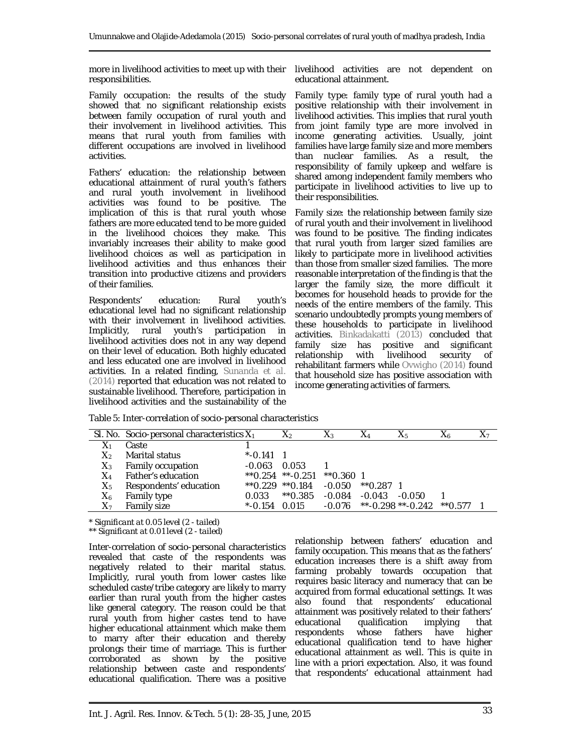more in livelihood activities to meet up with their responsibilities.

*Family occupation:* the results of the study showed that no significant relationship exists between family occupation of rural youth and their involvement in livelihood activities. This means that rural youth from families with different occupations are involved in livelihood activities.

*Fathers' education:* the relationship between educational attainment of rural youth's fathers and rural youth involvement in livelihood activities was found to be positive. The implication of this is that rural youth whose fathers are more educated tend to be more guided in the livelihood choices they make. This invariably increases their ability to make good livelihood choices as well as participation in livelihood activities and thus enhances their transition into productive citizens and providers of their families.

*Respondents' education:* Rural youth's educational level had no significant relationship with their involvement in livelihood activities. Implicitly, rural youth's participation in livelihood activities does not in any way depend on their level of education. Both highly educated and less educated one are involved in livelihood activities. In a related finding, Sunanda et al. (2014) reported that education was not related to sustainable livelihood. Therefore, participation in livelihood activities and the sustainability of the livelihood activities are not dependent on educational attainment.

*Family type:* family type of rural youth had a positive relationship with their involvement in livelihood activities. This implies that rural youth from joint family type are more involved in income generating activities. Usually, joint families have large family size and more members than nuclear families. As a result, the responsibility of family upkeep and welfare is shared among independent family members who participate in livelihood activities to live up to their responsibilities.

*Family size:* the relationship between family size of rural youth and their involvement in livelihood was found to be positive. The finding indicates that rural youth from larger sized families are likely to participate more in livelihood activities than those from smaller sized families. The more reasonable interpretation of the finding is that the larger the family size, the more difficult it becomes for household heads to provide for the needs of the entire members of the family. This scenario undoubtedly prompts young members of these households to participate in livelihood activities. Binkadakatti (2013) concluded that family size has positive and significant relationship with livelihood security of rehabilitant farmers while Ovwigho (2014) found that household size has positive association with income generating activities of farmers.

Table 5: Inter-correlation of socio-personal characteristics

| Sl. No. | Socio-personal characteristics | $X_1$ | $X_2$ | $X_3$ | $X_4$ | $X_5$ | $X_6$ | $X_7$ |
|---|---|---|---|---|---|---|---|---|
| $X_1$ | Caste | 1 | | | | | | |
| $X_2$ | Marital status | *-0.141 | 1 | | | | | |
| $X_3$ | Family occupation | -0.063 | 0.053 | 1 | | | | |
| $X_4$ | Father's education | **0.254 | **-0.251 | **0.360 | 1 | | | |
| $X_5$ | Respondents' education | **0.229 | **0.184 | -0.050 | **0.287 | 1 | | |
| $X_6$ | Family type | 0.033 | **0.385 | -0.084 | -0.043 | -0.050 | 1 | |
| $X_7$ | Family size | *-0.154 | 0.015 | -0.076 | **-0.298 | **-0.242 | **0.577 | 1 |

*\* Significant at 0.05 level (2 - tailed)*
*\*\* Significant at 0.01 level (2 - tailed)*

Inter-correlation of socio-personal characteristics revealed that caste of the respondents was negatively related to their marital status. Implicitly, rural youth from lower castes like scheduled caste/tribe category are likely to marry earlier than rural youth from the higher castes like general category. The reason could be that rural youth from higher castes tend to have higher educational attainment which make them to marry after their education and thereby prolongs their time of marriage. This is further corroborated as shown by the positive relationship between caste and respondents' educational qualification. There was a positive relationship between fathers' education and family occupation. This means that as the fathers' education increases there is a shift away from farming probably towards occupation that requires basic literacy and numeracy that can be acquired from formal educational settings. It was also found that respondents' educational attainment was positively related to their fathers' educational qualification implying that respondents whose fathers have higher educational qualification tend to have higher educational attainment as well. This is quite in line with a priori expectation. Also, it was found that respondents' educational attainment had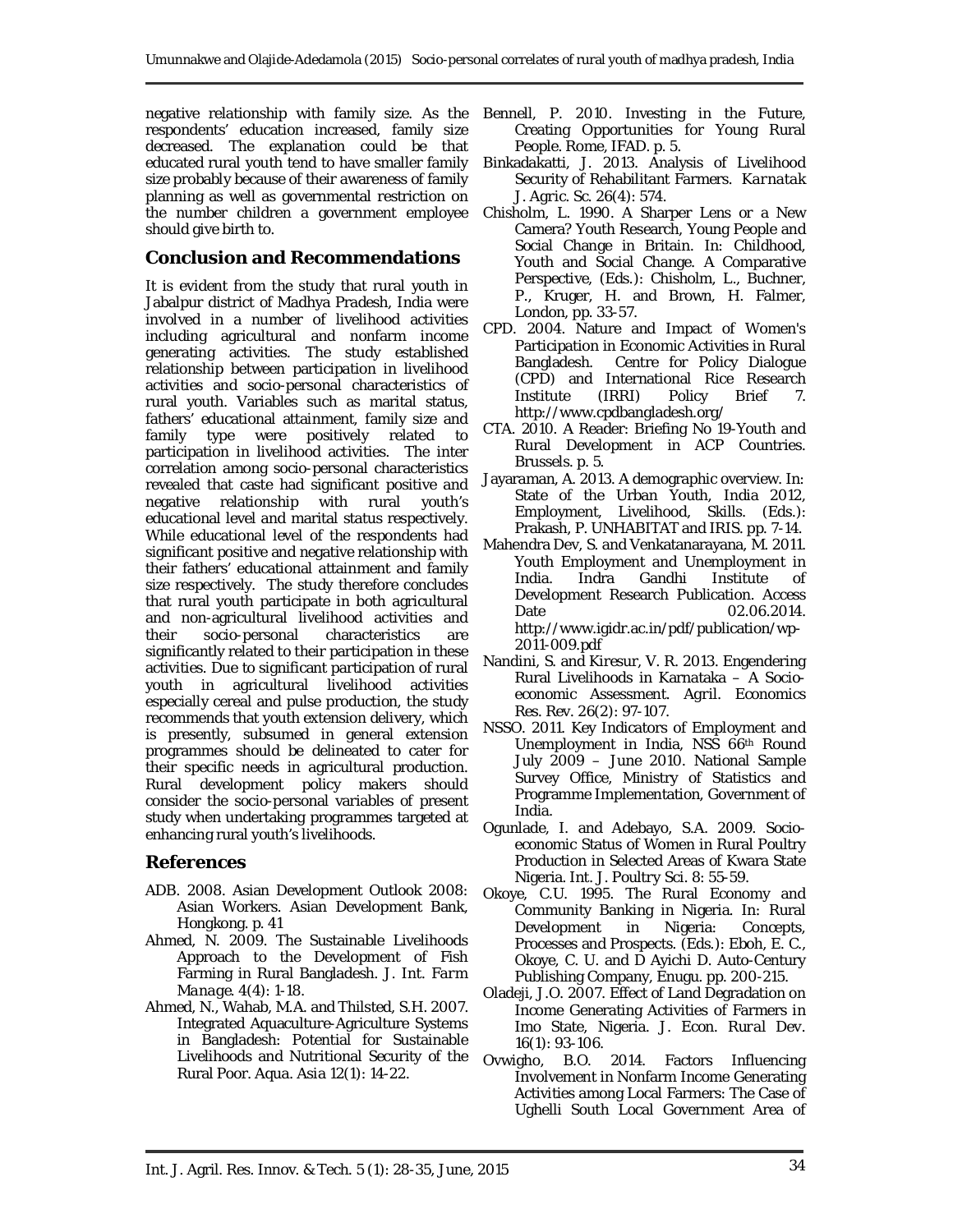negative relationship with family size. As the respondents' education increased, family size decreased. The explanation could be that educated rural youth tend to have smaller family size probably because of their awareness of family planning as well as governmental restriction on the number children a government employee should give birth to.

## Conclusion and Recommendations

It is evident from the study that rural youth in Jabalpur district of Madhya Pradesh, India were involved in a number of livelihood activities including agricultural and nonfarm income generating activities. The study established relationship between participation in livelihood activities and socio-personal characteristics of rural youth. Variables such as marital status, fathers' educational attainment, family size and family type were positively related to participation in livelihood activities. The inter correlation among socio-personal characteristics revealed that caste had significant positive and negative relationship with rural youth's educational level and marital status respectively. While educational level of the respondents had significant positive and negative relationship with their fathers' educational attainment and family size respectively. The study therefore concludes that rural youth participate in both agricultural and non-agricultural livelihood activities and their socio-personal characteristics are significantly related to their participation in these activities. Due to significant participation of rural youth in agricultural livelihood activities especially cereal and pulse production, the study recommends that youth extension delivery, which is presently, subsumed in general extension programmes should be delineated to cater for their specific needs in agricultural production. Rural development policy makers should consider the socio-personal variables of present study when undertaking programmes targeted at enhancing rural youth's livelihoods.

## References

ADB. 2008. Asian Development Outlook 2008: Asian Workers. Asian Development Bank, Hongkong. p. 41

Ahmed, N. 2009. The Sustainable Livelihoods Approach to the Development of Fish Farming in Rural Bangladesh. *J. Int. Farm Manage.* 4(4): 1-18.

Ahmed, N., Wahab, M.A. and Thilsted, S.H. 2007. Integrated Aquaculture-Agriculture Systems in Bangladesh: Potential for Sustainable Livelihoods and Nutritional Security of the Rural Poor. *Aqua. Asia* 12(1): 14-22.

Bennell, P. 2010. Investing in the Future, Creating Opportunities for Young Rural People. Rome, IFAD. p. 5.

Binkadakatti, J. 2013. Analysis of Livelihood Security of Rehabilitant Farmers. *Karnatak J. Agric. Sc.* 26(4): 574.

Chisholm, L. 1990. A Sharper Lens or a New Camera? Youth Research, Young People and Social Change in Britain. In: Childhood, Youth and Social Change. A Comparative Perspective, (Eds.): Chisholm, L., Buchner, P., Kruger, H. and Brown, H. Falmer, London, pp. 33-57.

CPD. 2004. Nature and Impact of Women's Participation in Economic Activities in Rural Bangladesh. Centre for Policy Dialogue (CPD) and International Rice Research Institute (IRRI) Policy Brief 7. http://www.cpdbangladesh.org/

CTA. 2010. A Reader: Briefing No 19-Youth and Rural Development in ACP Countries. Brussels. p. 5.

Jayaraman, A. 2013. A demographic overview. In: State of the Urban Youth, India 2012, Employment, Livelihood, Skills. (Eds.): Prakash, P. UNHABITAT and IRIS. pp. 7-14.

Mahendra Dev, S. and Venkatanarayana, M. 2011. Youth Employment and Unemployment in India. Indra Gandhi Institute of Development Research Publication. Access Date 02.06.2014. http://www.igidr.ac.in/pdf/publication/wp-2011-009.pdf

Nandini, S. and Kiresur, V. R. 2013. Engendering Rural Livelihoods in Karnataka – A Socio-economic Assessment. *Agril. Economics Res. Rev.* 26(2): 97-107.

NSSO. 2011. Key Indicators of Employment and Unemployment in India, NSS 66th Round July 2009 – June 2010. National Sample Survey Office, Ministry of Statistics and Programme Implementation, Government of India.

Ogunlade, I. and Adebayo, S.A. 2009. Socio-economic Status of Women in Rural Poultry Production in Selected Areas of Kwara State Nigeria. *Int. J. Poultry Sci.* 8: 55-59.

Okoye, C.U. 1995. The Rural Economy and Community Banking in Nigeria. In: Rural Development in Nigeria: Concepts, Processes and Prospects. (Eds.): Eboh, E. C., Okoye, C. U. and D Ayichi D. Auto-Century Publishing Company, Enugu. pp. 200-215.

Oladeji, J.O. 2007. Effect of Land Degradation on Income Generating Activities of Farmers in Imo State, Nigeria. *J. Econ. Rural Dev.* 16(1): 93-106.

Ovwigho, B.O. 2014. Factors Influencing Involvement in Nonfarm Income Generating Activities among Local Farmers: The Case of Ughelli South Local Government Area of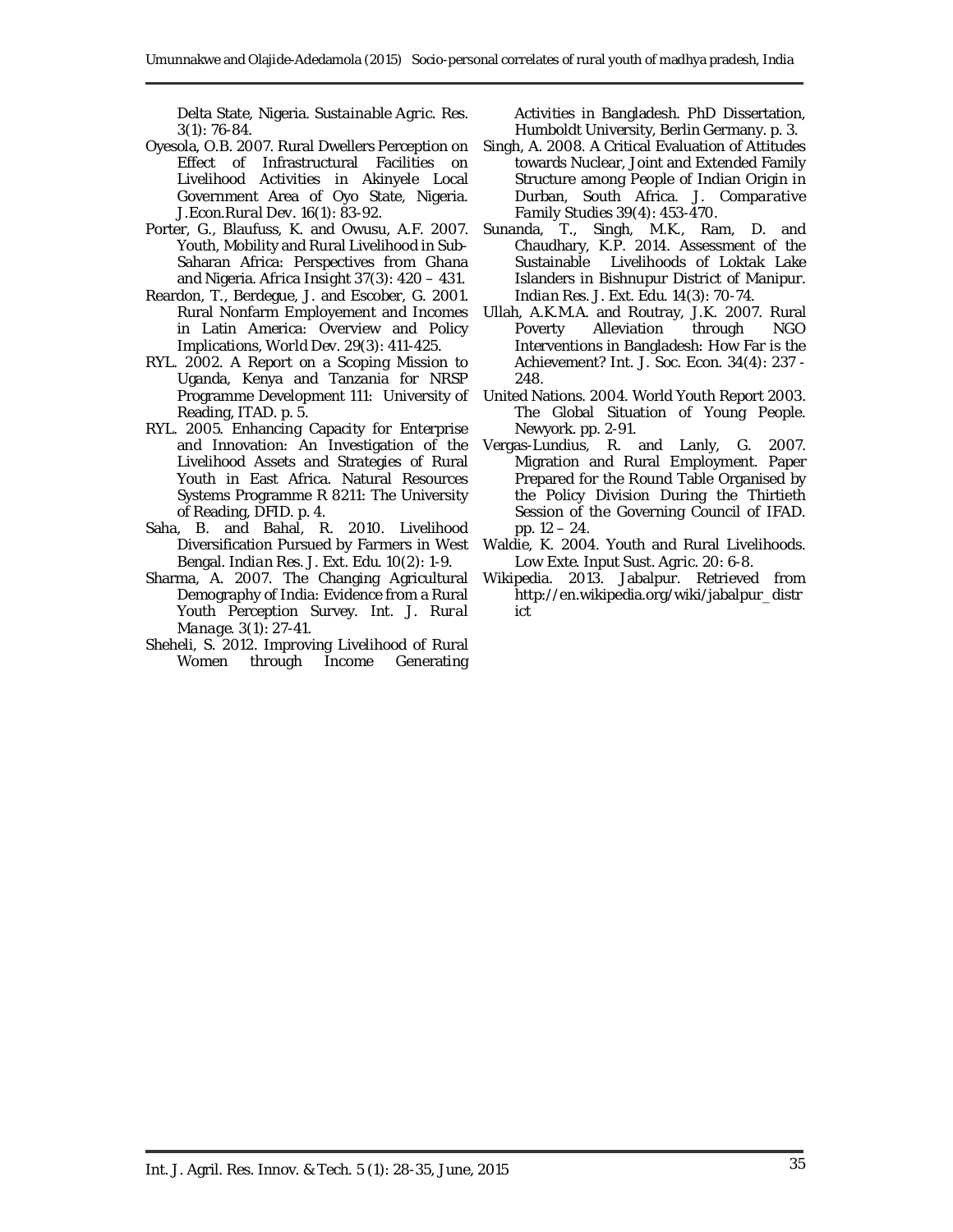Delta State, Nigeria. *Sustainable Agric. Res.* 3(1): 76-84.

Oyesola, O.B. 2007. Rural Dwellers Perception on Effect of Infrastructural Facilities on Livelihood Activities in Akinyele Local Government Area of Oyo State, Nigeria. *J.Econ.Rural Dev.* 16(1): 83-92.

Porter, G., Blaufuss, K. and Owusu, A.F. 2007. Youth, Mobility and Rural Livelihood in Sub-Saharan Africa: Perspectives from Ghana and Nigeria. *Africa Insight* 37(3): 420 – 431.

Reardon, T., Berdegue, J. and Escober, G. 2001. Rural Nonfarm Employement and Incomes in Latin America: Overview and Policy Implications, *World Dev.* 29(3): 411-425.

RYL. 2002. A Report on a Scoping Mission to Uganda, Kenya and Tanzania for NRSP Programme Development 111: University of Reading, ITAD. p. 5.

RYL. 2005. Enhancing Capacity for Enterprise and Innovation: An Investigation of the Livelihood Assets and Strategies of Rural Youth in East Africa. Natural Resources Systems Programme R 8211: The University of Reading, DFID. p. 4.

Saha, B. and Bahal, R. 2010. Livelihood Diversification Pursued by Farmers in West Bengal. *Indian Res. J. Ext. Edu.* 10(2): 1-9.

Sharma, A. 2007. The Changing Agricultural Demography of India: Evidence from a Rural Youth Perception Survey. *Int. J. Rural Manage.* 3(1): 27-41.

Sheheli, S. 2012. Improving Livelihood of Rural Women through Income Generating Activities in Bangladesh. PhD Dissertation, Humboldt University, Berlin Germany. p. 3.

Singh, A. 2008. A Critical Evaluation of Attitudes towards Nuclear, Joint and Extended Family Structure among People of Indian Origin in Durban, South Africa. *J. Comparative Family Studies* 39(4): 453-470.

Sunanda, T., Singh, M.K., Ram, D. and Chaudhary, K.P. 2014. Assessment of the Sustainable Livelihoods of Loktak Lake Islanders in Bishnupur District of Manipur. *Indian Res. J. Ext. Edu.* 14(3): 70-74.

Ullah, A.K.M.A. and Routray, J.K. 2007. Rural Poverty Alleviation through NGO Interventions in Bangladesh: How Far is the Achievement? *Int. J. Soc. Econ.* 34(4): 237 - 248.

United Nations. 2004. World Youth Report 2003. The Global Situation of Young People. Newyork. pp. 2-91.

Vergas-Lundius, R. and Lanly, G. 2007. Migration and Rural Employment. Paper Prepared for the Round Table Organised by the Policy Division During the Thirtieth Session of the Governing Council of IFAD. pp. 12 – 24.

Waldie, K. 2004. Youth and Rural Livelihoods. *Low Exte. Input Sust. Agric.* 20: 6-8.

Wikipedia. 2013. Jabalpur. Retrieved from http://en.wikipedia.org/wiki/jabalpur_district